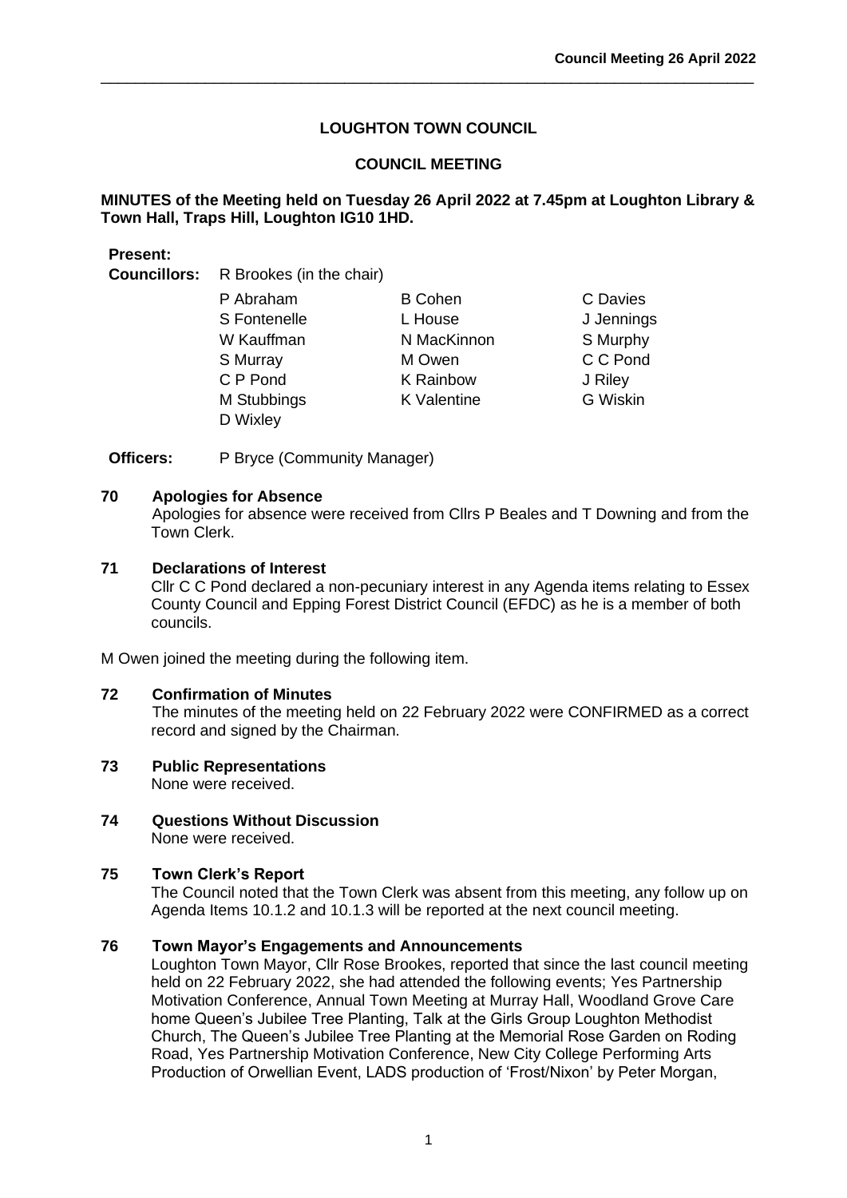# LOUGHTON TOWN COUNCIL

## COUNCIL MEETING

**MINUTES of the Meeting held on Tuesday 26 April 2022 at 7.45pm at Loughton Library & Town Hall, Traps Hill, Loughton IG10 1HD.**

**Present:**

**Councillors:** R Brookes (in the chair)

| | | |
|---|---|---|
| P Abraham | B Cohen | C Davies |
| S Fontenelle | L House | J Jennings |
| W Kauffman | N MacKinnon | S Murphy |
| S Murray | M Owen | C C Pond |
| C P Pond | K Rainbow | J Riley |
| M Stubbings | K Valentine | G Wiskin |
| D Wixley | | |

**Officers:** P Bryce (Community Manager)

**70 Apologies for Absence**

Apologies for absence were received from Cllrs P Beales and T Downing and from the Town Clerk.

**71 Declarations of Interest**

Cllr C C Pond declared a non-pecuniary interest in any Agenda items relating to Essex County Council and Epping Forest District Council (EFDC) as he is a member of both councils.

M Owen joined the meeting during the following item.

**72 Confirmation of Minutes**

The minutes of the meeting held on 22 February 2022 were CONFIRMED as a correct record and signed by the Chairman.

**73 Public Representations**

None were received.

**74 Questions Without Discussion**

None were received.

**75 Town Clerk's Report**

The Council noted that the Town Clerk was absent from this meeting, any follow up on Agenda Items 10.1.2 and 10.1.3 will be reported at the next council meeting.

**76 Town Mayor's Engagements and Announcements**

Loughton Town Mayor, Cllr Rose Brookes, reported that since the last council meeting held on 22 February 2022, she had attended the following events; Yes Partnership Motivation Conference, Annual Town Meeting at Murray Hall, Woodland Grove Care home Queen's Jubilee Tree Planting, Talk at the Girls Group Loughton Methodist Church, The Queen's Jubilee Tree Planting at the Memorial Rose Garden on Roding Road, Yes Partnership Motivation Conference, New City College Performing Arts Production of Orwellian Event, LADS production of 'Frost/Nixon' by Peter Morgan,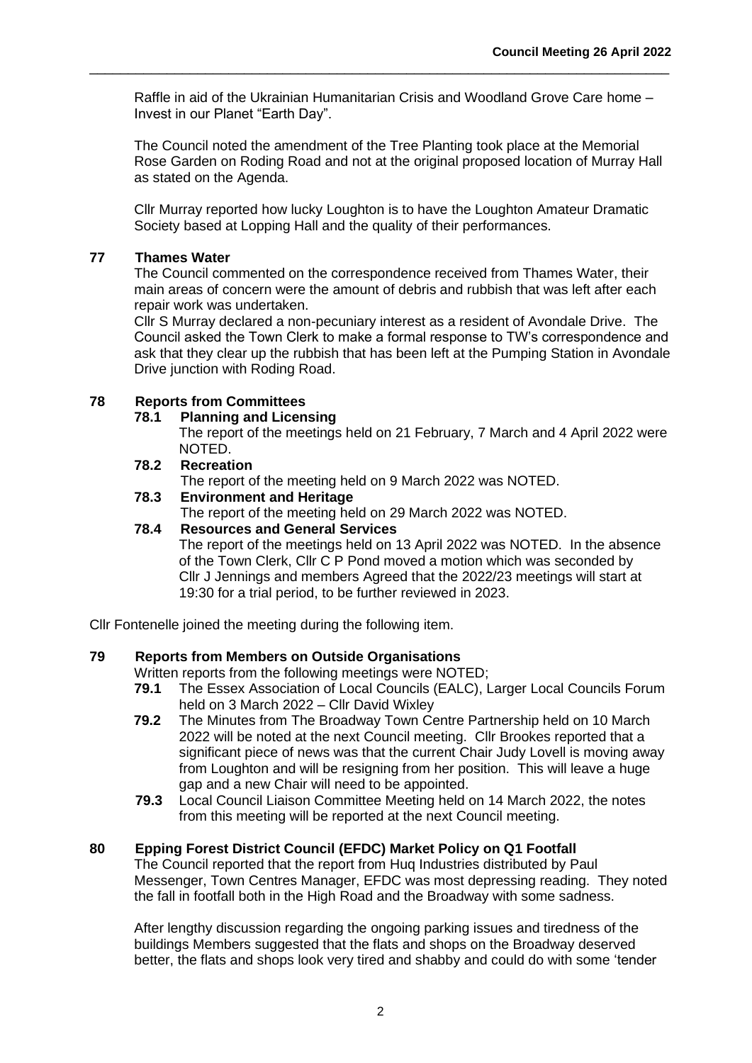Raffle in aid of the Ukrainian Humanitarian Crisis and Woodland Grove Care home – Invest in our Planet "Earth Day".

The Council noted the amendment of the Tree Planting took place at the Memorial Rose Garden on Roding Road and not at the original proposed location of Murray Hall as stated on the Agenda.

Cllr Murray reported how lucky Loughton is to have the Loughton Amateur Dramatic Society based at Lopping Hall and the quality of their performances.

**77 Thames Water**

The Council commented on the correspondence received from Thames Water, their main areas of concern were the amount of debris and rubbish that was left after each repair work was undertaken.

Cllr S Murray declared a non-pecuniary interest as a resident of Avondale Drive. The Council asked the Town Clerk to make a formal response to TW's correspondence and ask that they clear up the rubbish that has been left at the Pumping Station in Avondale Drive junction with Roding Road.

**78 Reports from Committees**

**78.1 Planning and Licensing**

The report of the meetings held on 21 February, 7 March and 4 April 2022 were NOTED.

**78.2 Recreation**

The report of the meeting held on 9 March 2022 was NOTED.

**78.3 Environment and Heritage**

The report of the meeting held on 29 March 2022 was NOTED.

**78.4 Resources and General Services**

The report of the meetings held on 13 April 2022 was NOTED. In the absence of the Town Clerk, Cllr C P Pond moved a motion which was seconded by Cllr J Jennings and members Agreed that the 2022/23 meetings will start at 19:30 for a trial period, to be further reviewed in 2023.

Cllr Fontenelle joined the meeting during the following item.

**79 Reports from Members on Outside Organisations**

Written reports from the following meetings were NOTED;

**79.1** The Essex Association of Local Councils (EALC), Larger Local Councils Forum held on 3 March 2022 – Cllr David Wixley

**79.2** The Minutes from The Broadway Town Centre Partnership held on 10 March 2022 will be noted at the next Council meeting. Cllr Brookes reported that a significant piece of news was that the current Chair Judy Lovell is moving away from Loughton and will be resigning from her position. This will leave a huge gap and a new Chair will need to be appointed.

**79.3** Local Council Liaison Committee Meeting held on 14 March 2022, the notes from this meeting will be reported at the next Council meeting.

**80 Epping Forest District Council (EFDC) Market Policy on Q1 Footfall**

The Council reported that the report from Huq Industries distributed by Paul Messenger, Town Centres Manager, EFDC was most depressing reading. They noted the fall in footfall both in the High Road and the Broadway with some sadness.

After lengthy discussion regarding the ongoing parking issues and tiredness of the buildings Members suggested that the flats and shops on the Broadway deserved better, the flats and shops look very tired and shabby and could do with some 'tender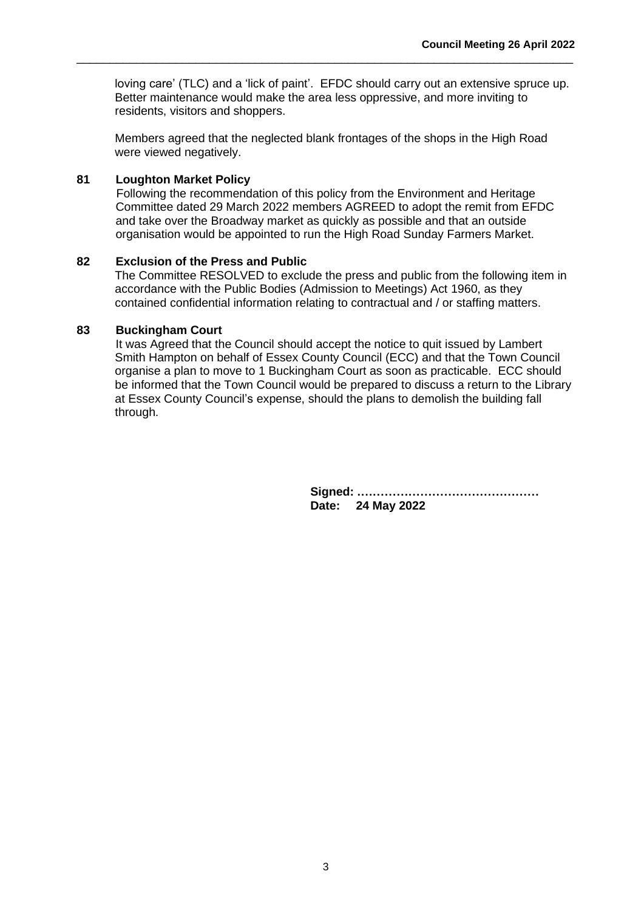loving care' (TLC) and a 'lick of paint'. EFDC should carry out an extensive spruce up. Better maintenance would make the area less oppressive, and more inviting to residents, visitors and shoppers.

Members agreed that the neglected blank frontages of the shops in the High Road were viewed negatively.

**81 Loughton Market Policy**

Following the recommendation of this policy from the Environment and Heritage Committee dated 29 March 2022 members AGREED to adopt the remit from EFDC and take over the Broadway market as quickly as possible and that an outside organisation would be appointed to run the High Road Sunday Farmers Market.

**82 Exclusion of the Press and Public**

The Committee RESOLVED to exclude the press and public from the following item in accordance with the Public Bodies (Admission to Meetings) Act 1960, as they contained confidential information relating to contractual and / or staffing matters.

**83 Buckingham Court**

It was Agreed that the Council should accept the notice to quit issued by Lambert Smith Hampton on behalf of Essex County Council (ECC) and that the Town Council organise a plan to move to 1 Buckingham Court as soon as practicable. ECC should be informed that the Town Council would be prepared to discuss a return to the Library at Essex County Council's expense, should the plans to demolish the building fall through.

**Signed: ………………………………………**
**Date: 24 May 2022**